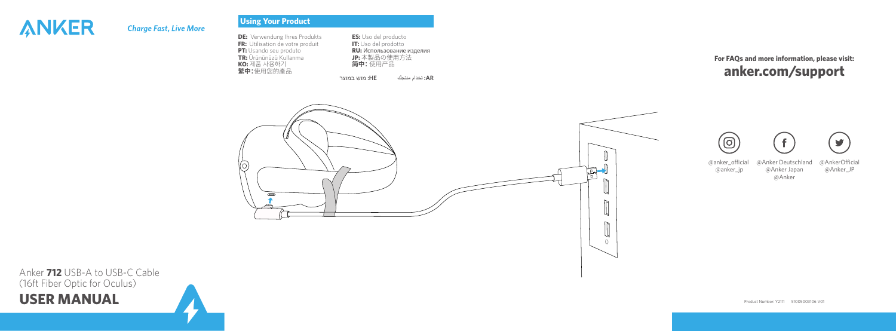ANKER

*Charge Fast, Live More*

Anker **712** USB-A to USB-C Cable
(16ft Fiber Optic for Oculus)

# USER MANUAL

## Using Your Product

**DE:** Verwendung Ihres Produkts
**FR:** Utilisation de votre produit
**PT:** Usando seu produto
**TR:** Ürününüzü Kullanma
**KO:** 제품 사용하기
**繁中:** 使用您的產品
**ES:** Uso del producto
**IT:** Uso del prodotto
**RU:** Использование изделия
**JP:** 本製品の使用方法
**简中:** 使用产品
**HE:** שימוש במוצר
**AR:** استخدام منتجك

**For FAQs and more information, please visit:**
**anker.com/support**

@anker_official
@anker_jp

@Anker Deutschland
@Anker Japan
@Anker

@AnkerOfficial
@Anker_JP

Product Number: Y2111 51005003106 V01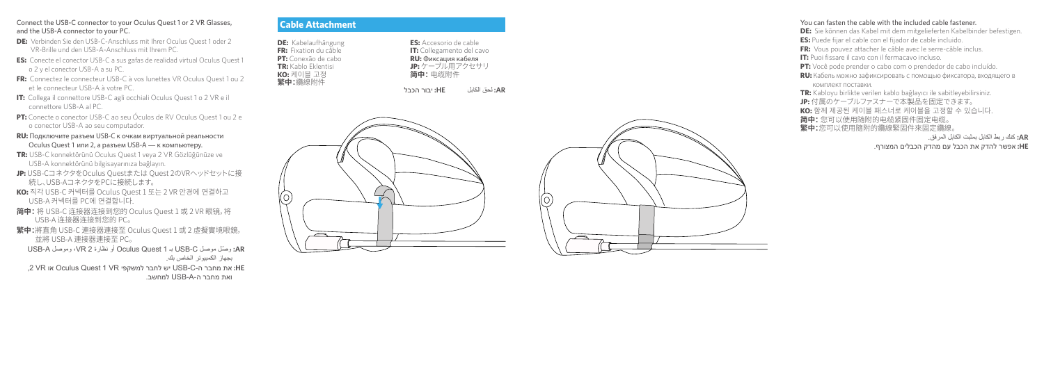Connect the USB-C connector to your Oculus Quest 1 or 2 VR Glasses, and the USB-A connector to your PC.

**DE:** Verbinden Sie den USB-C-Anschluss mit Ihrer Oculus Quest 1 oder 2 VR-Brille und den USB-A-Anschluss mit Ihrem PC.

**ES:** Conecte el conector USB-C a sus gafas de realidad virtual Oculus Quest 1 o 2 y el conector USB-A a su PC.

**FR:** Connectez le connecteur USB-C à vos lunettes VR Oculus Quest 1 ou 2 et le connecteur USB-A à votre PC.

**IT:** Collega il connettore USB-C agli occhiali Oculus Quest 1 o 2 VR e il connettore USB-A al PC.

**PT:** Conecte o conector USB-C ao seu Óculos de RV Oculus Quest 1 ou 2 e o conector USB-A ao seu computador.

**RU:** Подключите разъем USB-C к очкам виртуальной реальности Oculus Quest 1 или 2, а разъем USB-A — к компьютеру.

**TR:** USB-C konnektörünü Oculus Quest 1 veya 2 VR Gözlüğünüze ve USB-A konnektörünü bilgisayarınıza bağlayın.

**JP:** USB-CコネクタをOculus Questまたは Quest 2のVRヘッドセットに接続し、USB-AコネクタをPCに接続します。

**KO:** 직각 USB-C 커넥터를 Oculus Quest 1 또는 2 VR 안경에 연결하고 USB-A 커넥터를 PC에 연결합니다.

**简中:** 将 USB-C 连接器连接到您的 Oculus Quest 1 或 2 VR 眼镜, 将 USB-A 连接器连接到您的 PC。

**繁中:** 將直角 USB-C 連接器連接至 Oculus Quest 1 或 2 虛擬實境眼鏡, 並將 USB-A 連接器連接至 PC。

**AR:** وصّل موصل USB-C بـ Oculus Quest 1 أو نظارة VR 2، وموصل USB-A بجهاز الكمبيوتر الخاص بك.

**HE:** את מחבר ה-USB-C יש לחבר למשקפי Oculus Quest 1 VR או 2 VR, ואת מחבר ה-USB-A למחשב.

## Cable Attachment

**DE:** Kabelaufhängung
**FR:** Fixation du câble
**PT:** Conexão de cabo
**TR:** Kablo Eklentisi
**KO:** 케이블 고정
**繁中:** 纜線附件

**ES:** Accesorio de cable
**IT:** Collegamento del cavo
**RU:** Фиксация кабеля
**JP:** ケーブル用アクセサリ
**简中:** 电缆附件

**AR:** لحق الكابل **HE:** יבור הכבל

You can fasten the cable with the included cable fastener.

**DE:** Sie können das Kabel mit dem mitgelieferten Kabelbinder befestigen.

**ES:** Puede fijar el cable con el fijador de cable incluido.

**FR:** Vous pouvez attacher le câble avec le serre-câble inclus.

**IT:** Puoi fissare il cavo con il fermacavo incluso.

**PT:** Você pode prender o cabo com o prendedor de cabo incluído.

**RU:** Кабель можно зафиксировать с помощью фиксатора, входящего в комплект поставки.

**TR:** Kabloyu birlikte verilen kablo bağlayıcı ile sabitleyebilirsiniz.

**JP:** 付属のケーブルファスナーで本製品を固定できます。

**KO:** 함께 제공된 케이블 패스너로 케이블을 고정할 수 있습니다.

**简中:** 您可以使用随附的电缆紧固件固定电缆。

**繁中:** 您可以使用隨附的纜線緊固件來固定纜線。

**AR:** كنك ربط الكابل بمثبّت الكابل المرفق.

**HE:** אפשר להדק את הכבל עם מהדק הכבלים המצורף.